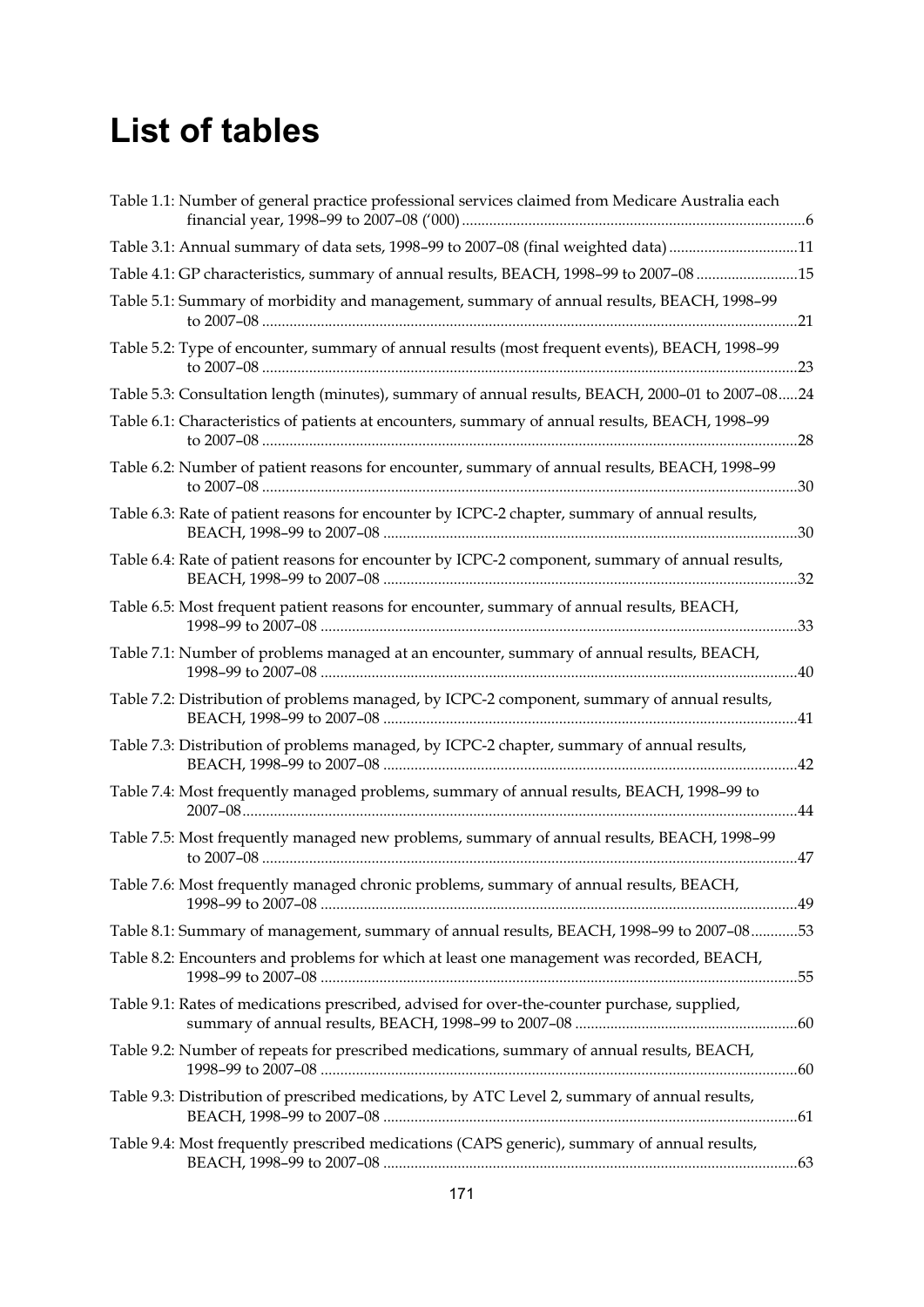# List of tables

Table 1.1: Number of general practice professional services claimed from Medicare Australia each financial year, 1998–99 to 2007–08 ('000) ........................................................................................6

Table 3.1: Annual summary of data sets, 1998–99 to 2007–08 (final weighted data) .................................11

Table 4.1: GP characteristics, summary of annual results, BEACH, 1998–99 to 2007–08 ..........................15

Table 5.1: Summary of morbidity and management, summary of annual results, BEACH, 1998–99 to 2007–08 ........................................................................................................................................21

Table 5.2: Type of encounter, summary of annual results (most frequent events), BEACH, 1998–99 to 2007–08 ........................................................................................................................................23

Table 5.3: Consultation length (minutes), summary of annual results, BEACH, 2000–01 to 2007–08.....24

Table 6.1: Characteristics of patients at encounters, summary of annual results, BEACH, 1998–99 to 2007–08 ........................................................................................................................................28

Table 6.2: Number of patient reasons for encounter, summary of annual results, BEACH, 1998–99 to 2007–08 ........................................................................................................................................30

Table 6.3: Rate of patient reasons for encounter by ICPC-2 chapter, summary of annual results, BEACH, 1998–99 to 2007–08 ..........................................................................................................30

Table 6.4: Rate of patient reasons for encounter by ICPC-2 component, summary of annual results, BEACH, 1998–99 to 2007–08 ..........................................................................................................32

Table 6.5: Most frequent patient reasons for encounter, summary of annual results, BEACH, 1998–99 to 2007–08 ..........................................................................................................................33

Table 7.1: Number of problems managed at an encounter, summary of annual results, BEACH, 1998–99 to 2007–08 ..........................................................................................................................40

Table 7.2: Distribution of problems managed, by ICPC-2 component, summary of annual results, BEACH, 1998–99 to 2007–08 ..........................................................................................................41

Table 7.3: Distribution of problems managed, by ICPC-2 chapter, summary of annual results, BEACH, 1998–99 to 2007–08 ..........................................................................................................42

Table 7.4: Most frequently managed problems, summary of annual results, BEACH, 1998–99 to 2007–08...........................................................................................................................................44

Table 7.5: Most frequently managed new problems, summary of annual results, BEACH, 1998–99 to 2007–08 ........................................................................................................................................47

Table 7.6: Most frequently managed chronic problems, summary of annual results, BEACH, 1998–99 to 2007–08 ..........................................................................................................................49

Table 8.1: Summary of management, summary of annual results, BEACH, 1998–99 to 2007–08............53

Table 8.2: Encounters and problems for which at least one management was recorded, BEACH, 1998–99 to 2007–08 ..........................................................................................................................55

Table 9.1: Rates of medications prescribed, advised for over-the-counter purchase, supplied, summary of annual results, BEACH, 1998–99 to 2007–08 .........................................................60

Table 9.2: Number of repeats for prescribed medications, summary of annual results, BEACH, 1998–99 to 2007–08 ..........................................................................................................................60

Table 9.3: Distribution of prescribed medications, by ATC Level 2, summary of annual results, BEACH, 1998–99 to 2007–08 ..........................................................................................................61

Table 9.4: Most frequently prescribed medications (CAPS generic), summary of annual results, BEACH, 1998–99 to 2007–08 ..........................................................................................................63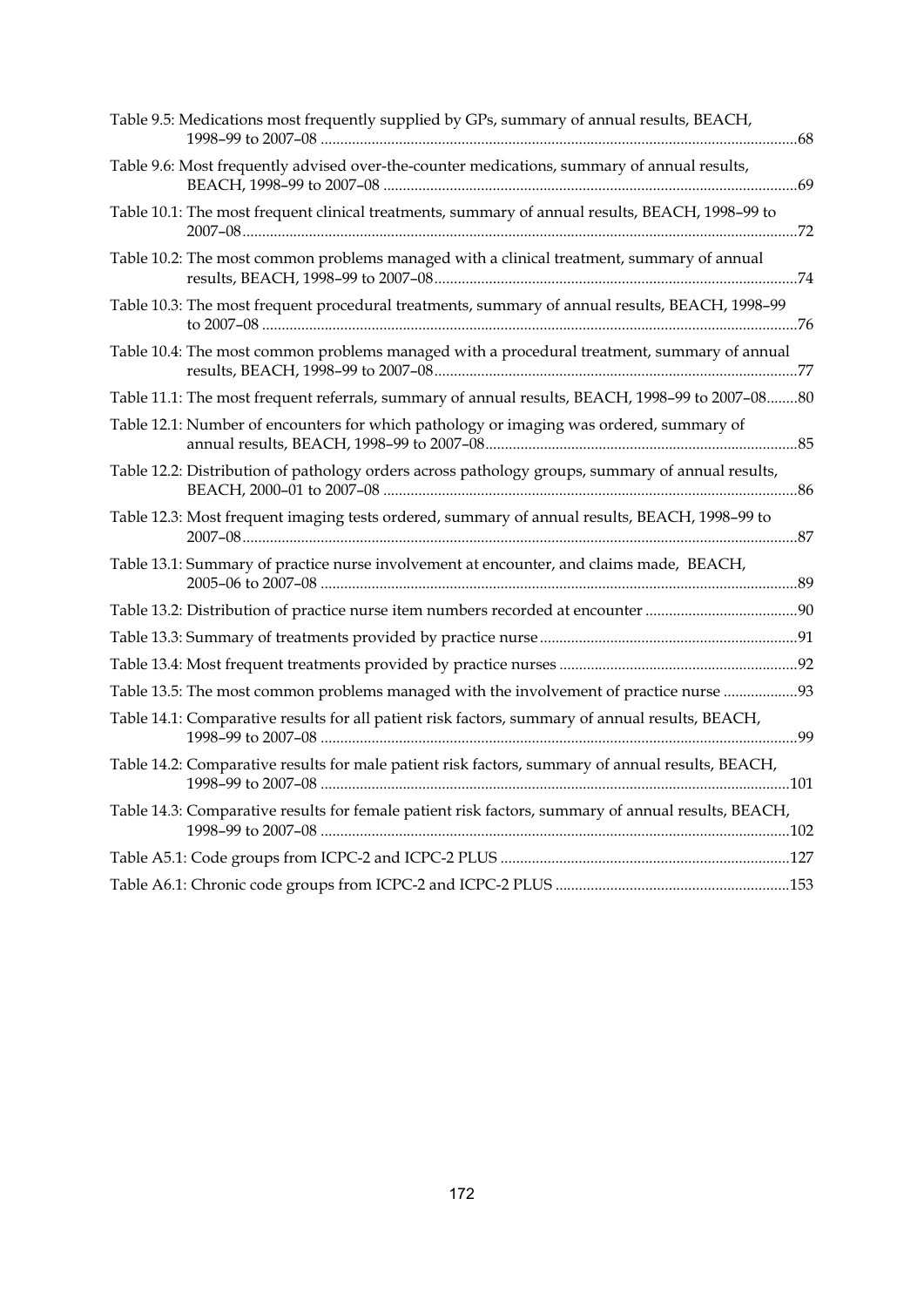Table 9.5: Medications most frequently supplied by GPs, summary of annual results, BEACH, 1998–99 to 2007–08 ......................................................................................................................68

Table 9.6: Most frequently advised over-the-counter medications, summary of annual results, BEACH, 1998–99 to 2007–08 ......................................................................................................69

Table 10.1: The most frequent clinical treatments, summary of annual results, BEACH, 1998–99 to 2007–08.........................................................................................................................................72

Table 10.2: The most common problems managed with a clinical treatment, summary of annual results, BEACH, 1998–99 to 2007–08..........................................................................................74

Table 10.3: The most frequent procedural treatments, summary of annual results, BEACH, 1998–99 to 2007–08 .....................................................................................................................................76

Table 10.4: The most common problems managed with a procedural treatment, summary of annual results, BEACH, 1998–99 to 2007–08..........................................................................................77

Table 11.1: The most frequent referrals, summary of annual results, BEACH, 1998–99 to 2007–08........80

Table 12.1: Number of encounters for which pathology or imaging was ordered, summary of annual results, BEACH, 1998–99 to 2007–08.............................................................................85

Table 12.2: Distribution of pathology orders across pathology groups, summary of annual results, BEACH, 2000–01 to 2007–08 .......................................................................................................86

Table 12.3: Most frequent imaging tests ordered, summary of annual results, BEACH, 1998–99 to 2007–08..........................................................................................................................................87

Table 13.1: Summary of practice nurse involvement at encounter, and claims made, BEACH, 2005–06 to 2007–08 .......................................................................................................................89

Table 13.2: Distribution of practice nurse item numbers recorded at encounter ......................................90

Table 13.3: Summary of treatments provided by practice nurse.................................................................91

Table 13.4: Most frequent treatments provided by practice nurses ............................................................92

Table 13.5: The most common problems managed with the involvement of practice nurse ...................93

Table 14.1: Comparative results for all patient risk factors, summary of annual results, BEACH, 1998–99 to 2007–08 .......................................................................................................................99

Table 14.2: Comparative results for male patient risk factors, summary of annual results, BEACH, 1998–99 to 2007–08 .....................................................................................................................101

Table 14.3: Comparative results for female patient risk factors, summary of annual results, BEACH, 1998–99 to 2007–08 .....................................................................................................................102

Table A5.1: Code groups from ICPC-2 and ICPC-2 PLUS ..........................................................................127

Table A6.1: Chronic code groups from ICPC-2 and ICPC-2 PLUS ............................................................153